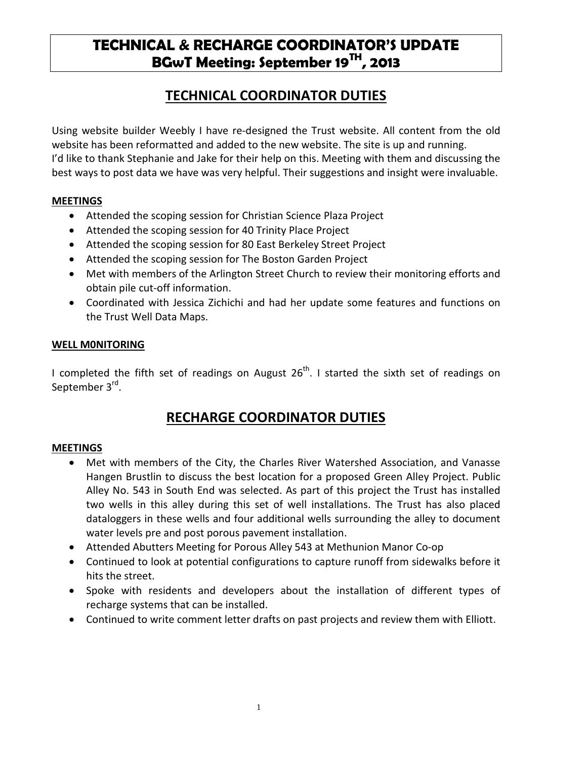# TECHNICAL & RECHARGE COORDINATOR'S UPDATE
# BGwT Meeting: September 19TH, 2013

## TECHNICAL COORDINATOR DUTIES

Using website builder Weebly I have re-designed the Trust website. All content from the old website has been reformatted and added to the new website. The site is up and running.
I'd like to thank Stephanie and Jake for their help on this. Meeting with them and discussing the best ways to post data we have was very helpful. Their suggestions and insight were invaluable.

### MEETINGS

- Attended the scoping session for Christian Science Plaza Project
- Attended the scoping session for 40 Trinity Place Project
- Attended the scoping session for 80 East Berkeley Street Project
- Attended the scoping session for The Boston Garden Project
- Met with members of the Arlington Street Church to review their monitoring efforts and obtain pile cut-off information.
- Coordinated with Jessica Zichichi and had her update some features and functions on the Trust Well Data Maps.

### WELL M0NITORING

I completed the fifth set of readings on August 26th. I started the sixth set of readings on September 3rd.

## RECHARGE COORDINATOR DUTIES

### MEETINGS

- Met with members of the City, the Charles River Watershed Association, and Vanasse Hangen Brustlin to discuss the best location for a proposed Green Alley Project. Public Alley No. 543 in South End was selected. As part of this project the Trust has installed two wells in this alley during this set of well installations. The Trust has also placed dataloggers in these wells and four additional wells surrounding the alley to document water levels pre and post porous pavement installation.
- Attended Abutters Meeting for Porous Alley 543 at Methunion Manor Co-op
- Continued to look at potential configurations to capture runoff from sidewalks before it hits the street.
- Spoke with residents and developers about the installation of different types of recharge systems that can be installed.
- Continued to write comment letter drafts on past projects and review them with Elliott.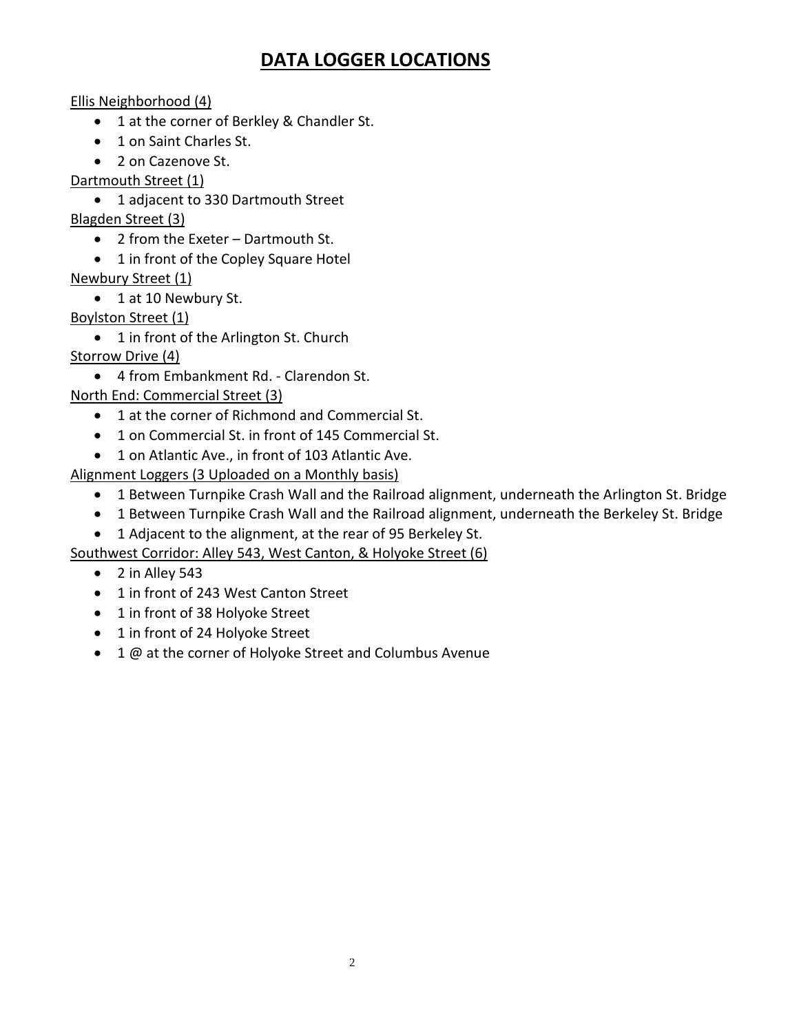# DATA LOGGER LOCATIONS

Ellis Neighborhood (4)

- 1 at the corner of Berkley & Chandler St.
- 1 on Saint Charles St.
- 2 on Cazenove St.

Dartmouth Street (1)

- 1 adjacent to 330 Dartmouth Street

Blagden Street (3)

- 2 from the Exeter – Dartmouth St.
- 1 in front of the Copley Square Hotel

Newbury Street (1)

- 1 at 10 Newbury St.

Boylston Street (1)

- 1 in front of the Arlington St. Church

Storrow Drive (4)

- 4 from Embankment Rd. - Clarendon St.

North End: Commercial Street (3)

- 1 at the corner of Richmond and Commercial St.
- 1 on Commercial St. in front of 145 Commercial St.
- 1 on Atlantic Ave., in front of 103 Atlantic Ave.

Alignment Loggers (3 Uploaded on a Monthly basis)

- 1 Between Turnpike Crash Wall and the Railroad alignment, underneath the Arlington St. Bridge
- 1 Between Turnpike Crash Wall and the Railroad alignment, underneath the Berkeley St. Bridge
- 1 Adjacent to the alignment, at the rear of 95 Berkeley St.

Southwest Corridor: Alley 543, West Canton, & Holyoke Street (6)

- 2 in Alley 543
- 1 in front of 243 West Canton Street
- 1 in front of 38 Holyoke Street
- 1 in front of 24 Holyoke Street
- 1 @ at the corner of Holyoke Street and Columbus Avenue